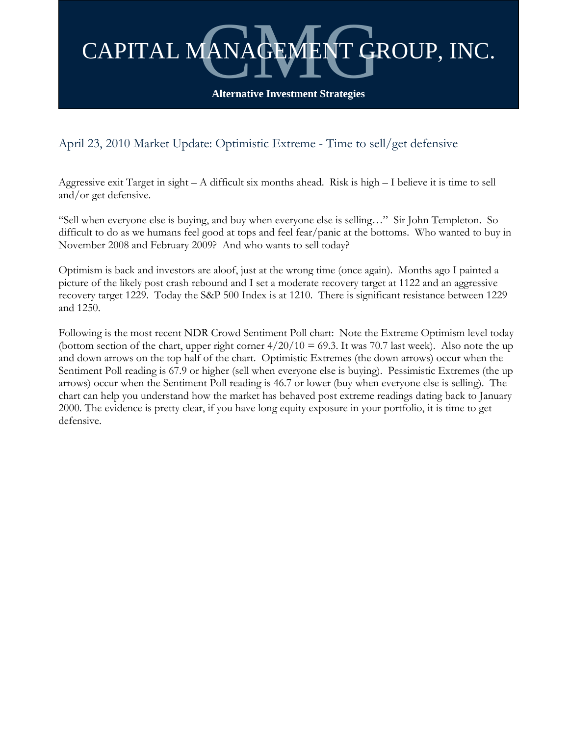# CAPITAL MANAGEMENT GROUP, INC.

**Alternative Investment Strategies**

## April 23, 2010 Market Update: Optimistic Extreme - Time to sell/get defensive

Aggressive exit Target in sight – A difficult six months ahead. Risk is high – I believe it is time to sell and/or get defensive.

"Sell when everyone else is buying, and buy when everyone else is selling…" Sir John Templeton. So difficult to do as we humans feel good at tops and feel fear/panic at the bottoms. Who wanted to buy in November 2008 and February 2009? And who wants to sell today?

Optimism is back and investors are aloof, just at the wrong time (once again). Months ago I painted a picture of the likely post crash rebound and I set a moderate recovery target at 1122 and an aggressive recovery target 1229. Today the S&P 500 Index is at 1210. There is significant resistance between 1229 and 1250.

Following is the most recent NDR Crowd Sentiment Poll chart: Note the Extreme Optimism level today (bottom section of the chart, upper right corner 4/20/10 = 69.3. It was 70.7 last week). Also note the up and down arrows on the top half of the chart. Optimistic Extremes (the down arrows) occur when the Sentiment Poll reading is 67.9 or higher (sell when everyone else is buying). Pessimistic Extremes (the up arrows) occur when the Sentiment Poll reading is 46.7 or lower (buy when everyone else is selling). The chart can help you understand how the market has behaved post extreme readings dating back to January 2000. The evidence is pretty clear, if you have long equity exposure in your portfolio, it is time to get defensive.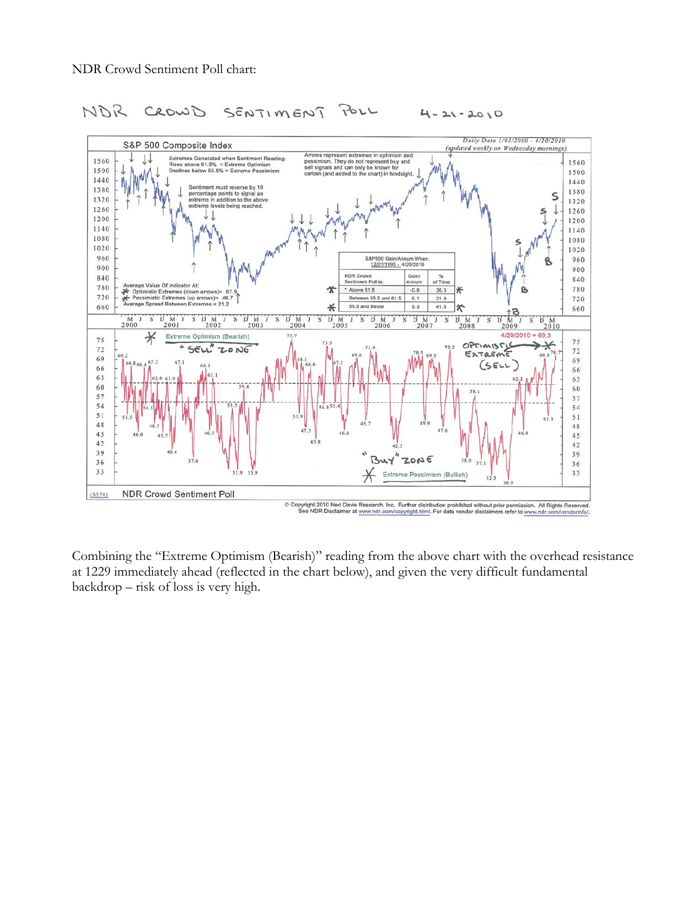NDR Crowd Sentiment Poll chart:

Combining the "Extreme Optimism (Bearish)" reading from the above chart with the overhead resistance at 1229 immediately ahead (reflected in the chart below), and given the very difficult fundamental backdrop – risk of loss is very high.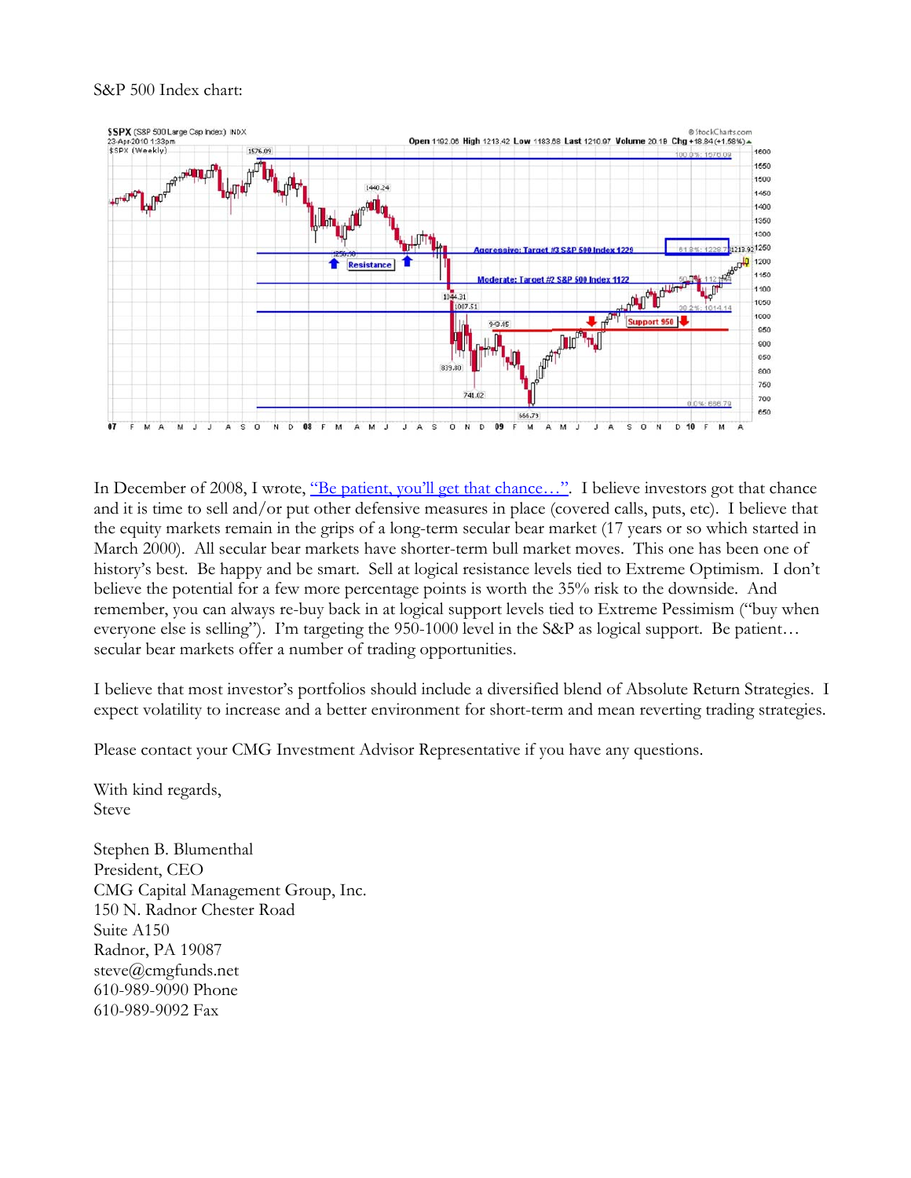S&P 500 Index chart:

In December of 2008, I wrote, "Be patient, you'll get that chance…". I believe investors got that chance and it is time to sell and/or put other defensive measures in place (covered calls, puts, etc). I believe that the equity markets remain in the grips of a long-term secular bear market (17 years or so which started in March 2000). All secular bear markets have shorter-term bull market moves. This one has been one of history's best. Be happy and be smart. Sell at logical resistance levels tied to Extreme Optimism. I don't believe the potential for a few more percentage points is worth the 35% risk to the downside. And remember, you can always re-buy back in at logical support levels tied to Extreme Pessimism ("buy when everyone else is selling"). I'm targeting the 950-1000 level in the S&P as logical support. Be patient… secular bear markets offer a number of trading opportunities.

I believe that most investor's portfolios should include a diversified blend of Absolute Return Strategies. I expect volatility to increase and a better environment for short-term and mean reverting trading strategies.

Please contact your CMG Investment Advisor Representative if you have any questions.

With kind regards,
Steve

Stephen B. Blumenthal
President, CEO
CMG Capital Management Group, Inc.
150 N. Radnor Chester Road
Suite A150
Radnor, PA 19087
steve@cmgfunds.net
610-989-9090 Phone
610-989-9092 Fax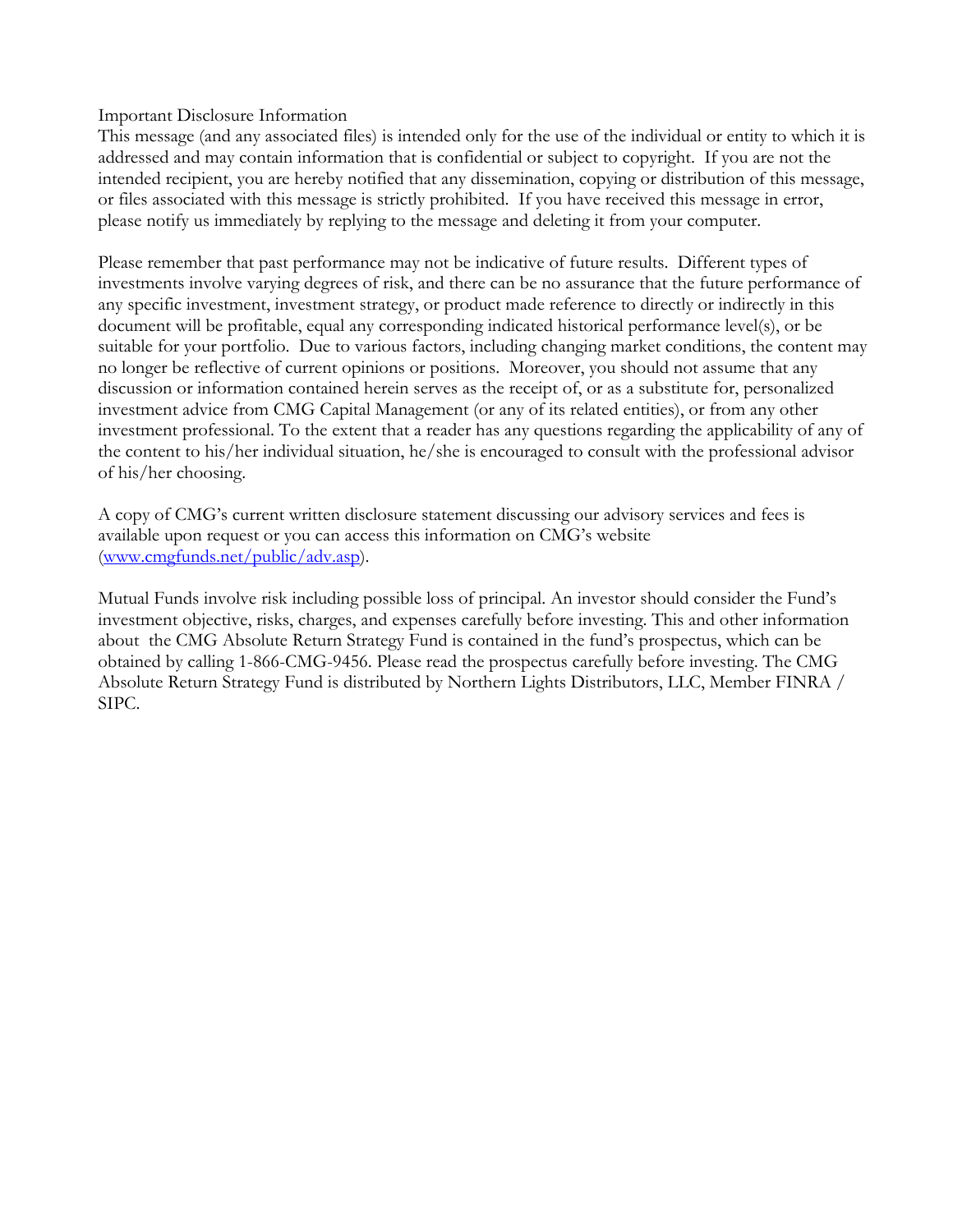Important Disclosure Information

This message (and any associated files) is intended only for the use of the individual or entity to which it is addressed and may contain information that is confidential or subject to copyright. If you are not the intended recipient, you are hereby notified that any dissemination, copying or distribution of this message, or files associated with this message is strictly prohibited. If you have received this message in error, please notify us immediately by replying to the message and deleting it from your computer.

Please remember that past performance may not be indicative of future results. Different types of investments involve varying degrees of risk, and there can be no assurance that the future performance of any specific investment, investment strategy, or product made reference to directly or indirectly in this document will be profitable, equal any corresponding indicated historical performance level(s), or be suitable for your portfolio. Due to various factors, including changing market conditions, the content may no longer be reflective of current opinions or positions. Moreover, you should not assume that any discussion or information contained herein serves as the receipt of, or as a substitute for, personalized investment advice from CMG Capital Management (or any of its related entities), or from any other investment professional. To the extent that a reader has any questions regarding the applicability of any of the content to his/her individual situation, he/she is encouraged to consult with the professional advisor of his/her choosing.

A copy of CMG's current written disclosure statement discussing our advisory services and fees is available upon request or you can access this information on CMG's website ([www.cmgfunds.net/public/adv.asp](www.cmgfunds.net/public/adv.asp)).

Mutual Funds involve risk including possible loss of principal. An investor should consider the Fund's investment objective, risks, charges, and expenses carefully before investing. This and other information about the CMG Absolute Return Strategy Fund is contained in the fund's prospectus, which can be obtained by calling 1-866-CMG-9456. Please read the prospectus carefully before investing. The CMG Absolute Return Strategy Fund is distributed by Northern Lights Distributors, LLC, Member FINRA / SIPC.